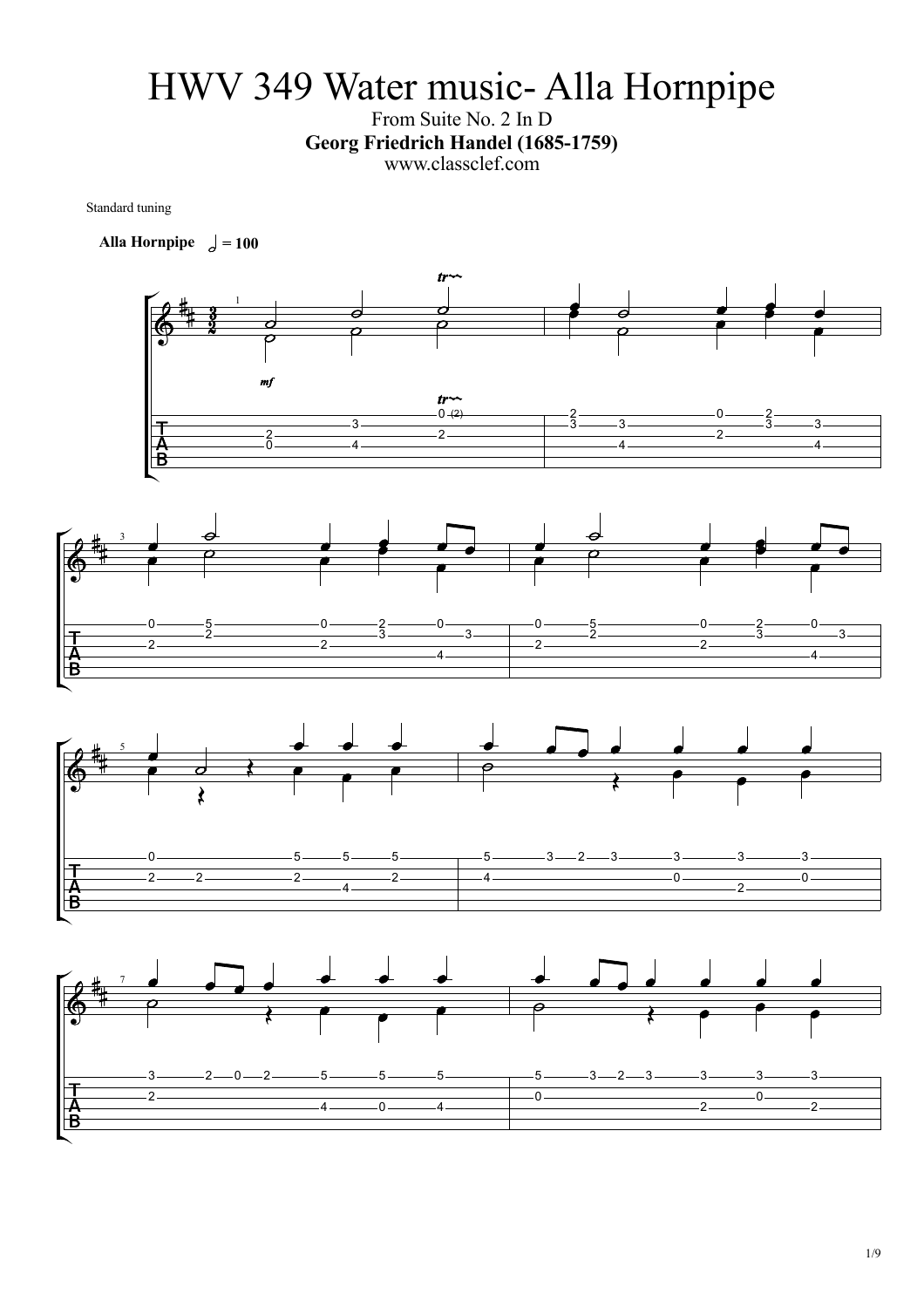# HWV 349 Water music- Alla Hornpipe

From Suite No. 2 In D

**Georg Friedrich Handel (1685-1759)**

www.classclef.com

Standard tuning

**Alla Hornpipe** 𝅗𝅥 = 100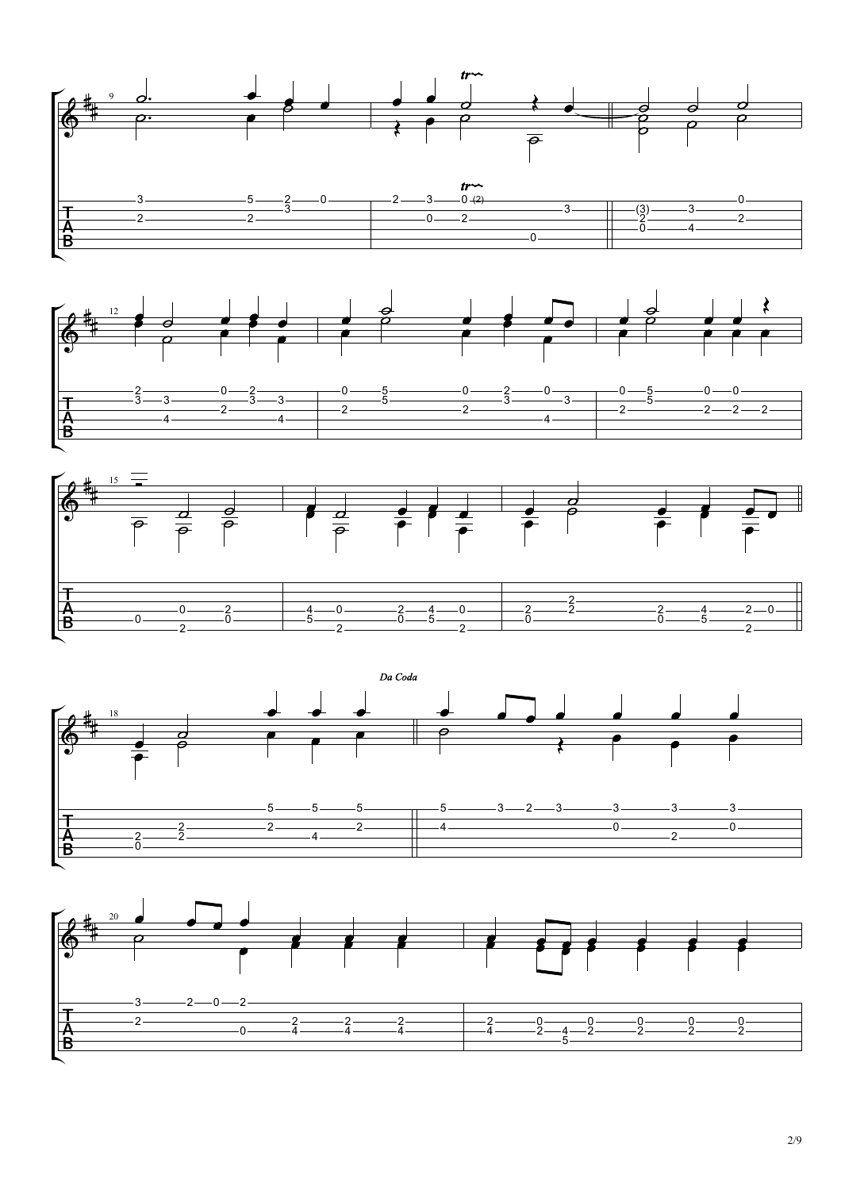*Da Coda*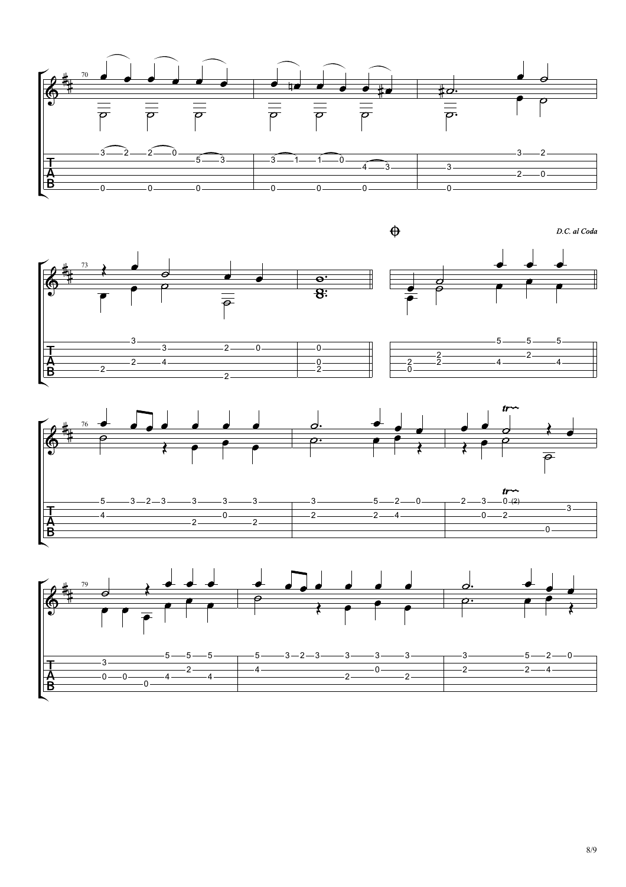*D.C. al Coda*